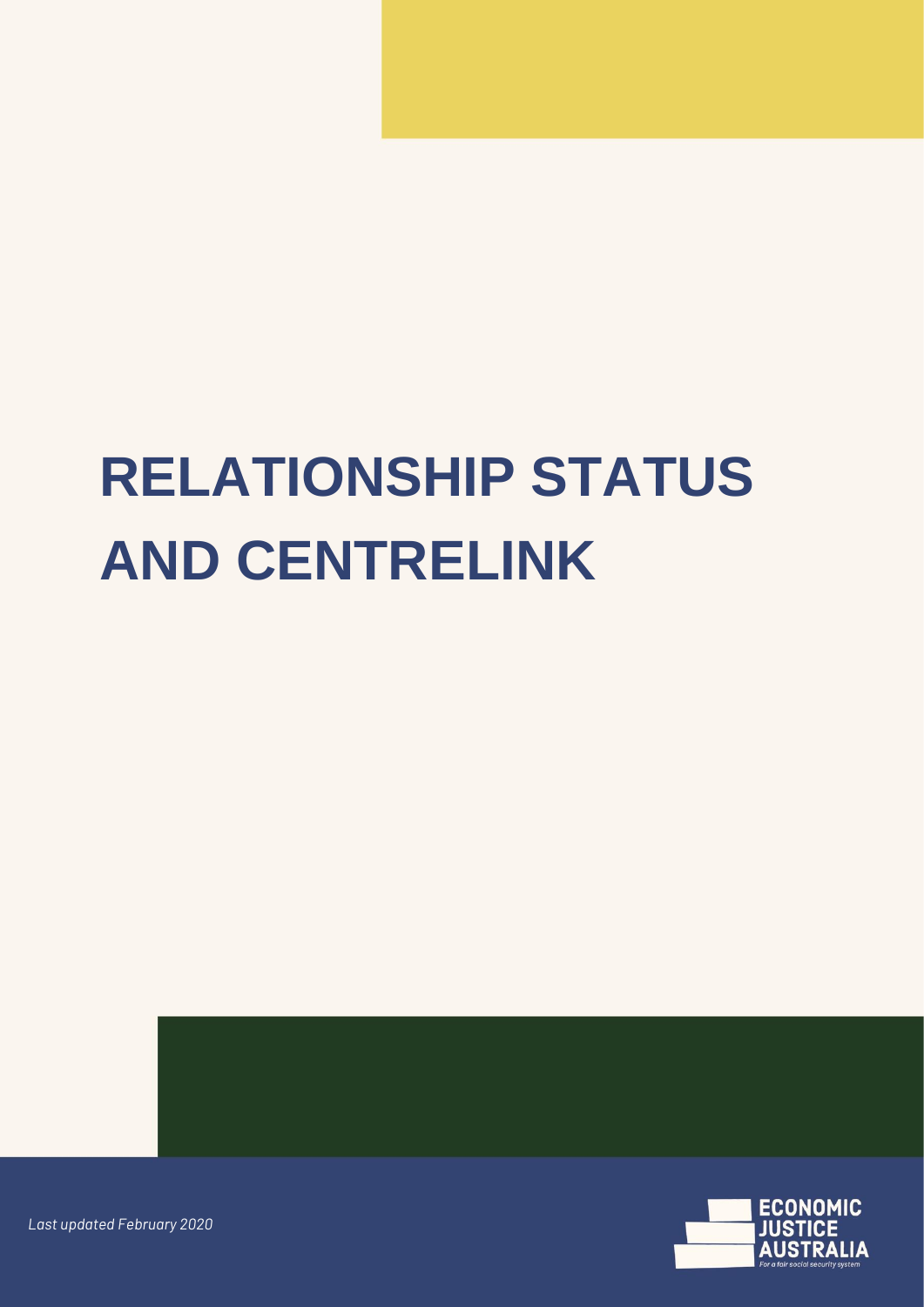# RELATIONSHIP STATUS AND CENTRELINK

*Last updated February 2020*

ECONOMIC JUSTICE AUSTRALIA

*For a fair social security system*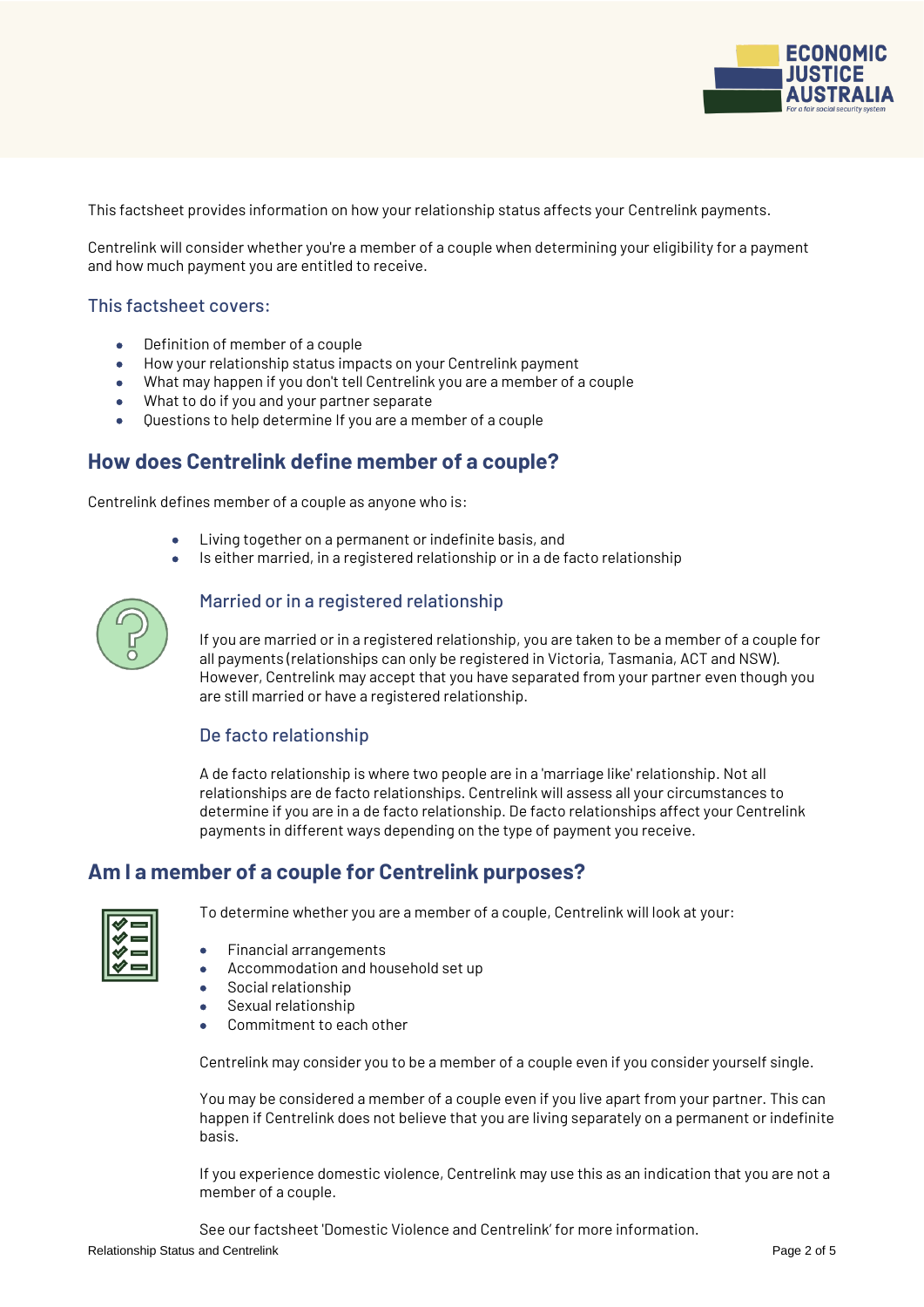This factsheet provides information on how your relationship status affects your Centrelink payments.

Centrelink will consider whether you're a member of a couple when determining your eligibility for a payment and how much payment you are entitled to receive.

### This factsheet covers:

- Definition of member of a couple
- How your relationship status impacts on your Centrelink payment
- What may happen if you don't tell Centrelink you are a member of a couple
- What to do if you and your partner separate
- Questions to help determine If you are a member of a couple

## How does Centrelink define member of a couple?

Centrelink defines member of a couple as anyone who is:

- Living together on a permanent or indefinite basis, and
- Is either married, in a registered relationship or in a de facto relationship

### Married or in a registered relationship

If you are married or in a registered relationship, you are taken to be a member of a couple for all payments (relationships can only be registered in Victoria, Tasmania, ACT and NSW). However, Centrelink may accept that you have separated from your partner even though you are still married or have a registered relationship.

### De facto relationship

A de facto relationship is where two people are in a 'marriage like' relationship. Not all relationships are de facto relationships. Centrelink will assess all your circumstances to determine if you are in a de facto relationship. De facto relationships affect your Centrelink payments in different ways depending on the type of payment you receive.

## Am I a member of a couple for Centrelink purposes?

To determine whether you are a member of a couple, Centrelink will look at your:

- Financial arrangements
- Accommodation and household set up
- Social relationship
- Sexual relationship
- Commitment to each other

Centrelink may consider you to be a member of a couple even if you consider yourself single.

You may be considered a member of a couple even if you live apart from your partner. This can happen if Centrelink does not believe that you are living separately on a permanent or indefinite basis.

If you experience domestic violence, Centrelink may use this as an indication that you are not a member of a couple.

See our factsheet 'Domestic Violence and Centrelink' for more information.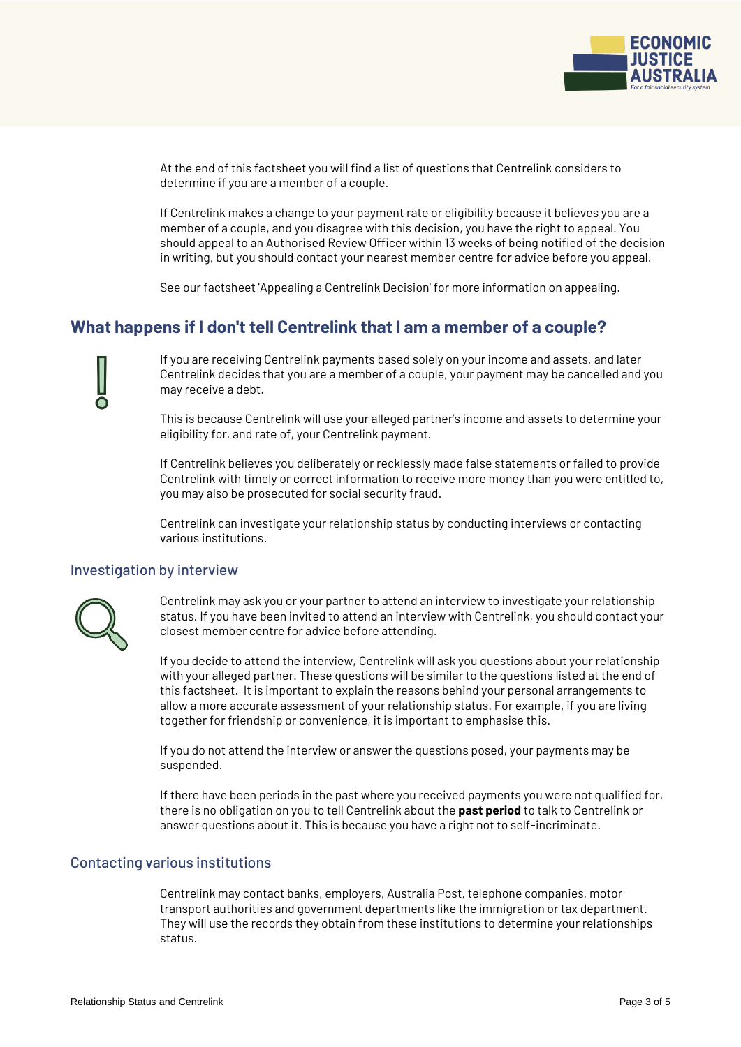At the end of this factsheet you will find a list of questions that Centrelink considers to determine if you are a member of a couple.

If Centrelink makes a change to your payment rate or eligibility because it believes you are a member of a couple, and you disagree with this decision, you have the right to appeal. You should appeal to an Authorised Review Officer within 13 weeks of being notified of the decision in writing, but you should contact your nearest member centre for advice before you appeal.

See our factsheet 'Appealing a Centrelink Decision' for more information on appealing.

## What happens if I don't tell Centrelink that I am a member of a couple?

If you are receiving Centrelink payments based solely on your income and assets, and later Centrelink decides that you are a member of a couple, your payment may be cancelled and you may receive a debt.

This is because Centrelink will use your alleged partner's income and assets to determine your eligibility for, and rate of, your Centrelink payment.

If Centrelink believes you deliberately or recklessly made false statements or failed to provide Centrelink with timely or correct information to receive more money than you were entitled to, you may also be prosecuted for social security fraud.

Centrelink can investigate your relationship status by conducting interviews or contacting various institutions.

### Investigation by interview

Centrelink may ask you or your partner to attend an interview to investigate your relationship status. If you have been invited to attend an interview with Centrelink, you should contact your closest member centre for advice before attending.

If you decide to attend the interview, Centrelink will ask you questions about your relationship with your alleged partner. These questions will be similar to the questions listed at the end of this factsheet. It is important to explain the reasons behind your personal arrangements to allow a more accurate assessment of your relationship status. For example, if you are living together for friendship or convenience, it is important to emphasise this.

If you do not attend the interview or answer the questions posed, your payments may be suspended.

If there have been periods in the past where you received payments you were not qualified for, there is no obligation on you to tell Centrelink about the **past period** to talk to Centrelink or answer questions about it. This is because you have a right not to self-incriminate.

### Contacting various institutions

Centrelink may contact banks, employers, Australia Post, telephone companies, motor transport authorities and government departments like the immigration or tax department. They will use the records they obtain from these institutions to determine your relationships status.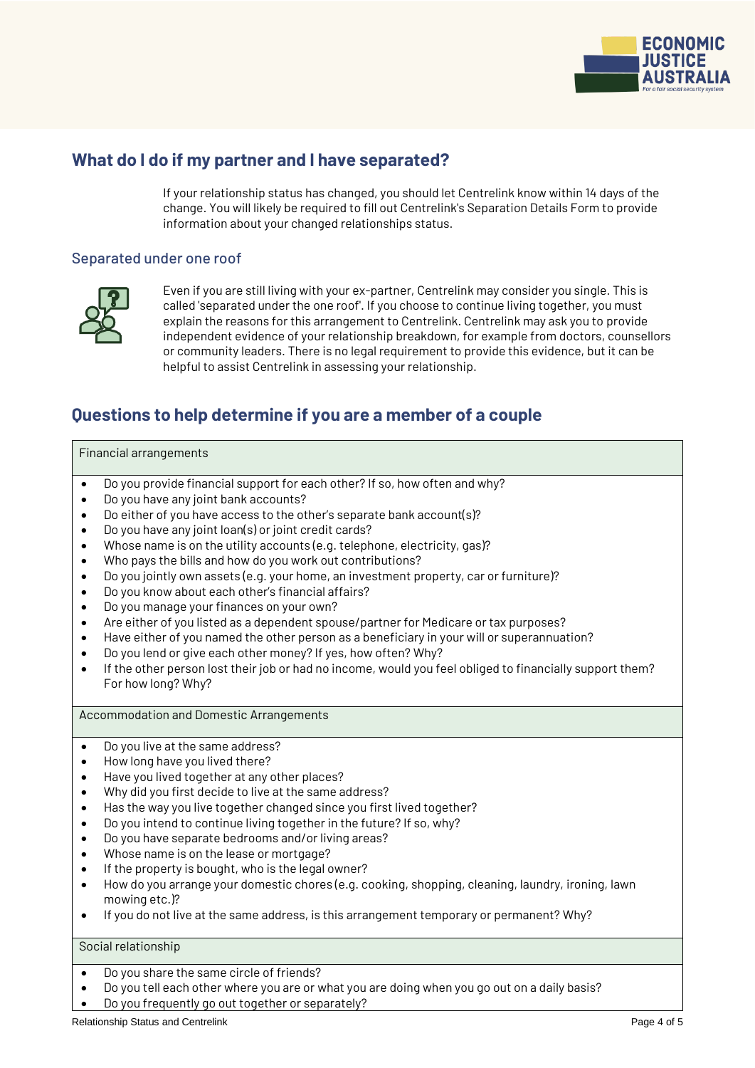## What do I do if my partner and I have separated?

If your relationship status has changed, you should let Centrelink know within 14 days of the change. You will likely be required to fill out Centrelink's Separation Details Form to provide information about your changed relationships status.

### Separated under one roof

Even if you are still living with your ex-partner, Centrelink may consider you single. This is called 'separated under the one roof'. If you choose to continue living together, you must explain the reasons for this arrangement to Centrelink. Centrelink may ask you to provide independent evidence of your relationship breakdown, for example from doctors, counsellors or community leaders. There is no legal requirement to provide this evidence, but it can be helpful to assist Centrelink in assessing your relationship.

## Questions to help determine if you are a member of a couple

### Financial arrangements

- Do you provide financial support for each other? If so, how often and why?
- Do you have any joint bank accounts?
- Do either of you have access to the other's separate bank account(s)?
- Do you have any joint loan(s) or joint credit cards?
- Whose name is on the utility accounts (e.g. telephone, electricity, gas)?
- Who pays the bills and how do you work out contributions?
- Do you jointly own assets (e.g. your home, an investment property, car or furniture)?
- Do you know about each other's financial affairs?
- Do you manage your finances on your own?
- Are either of you listed as a dependent spouse/partner for Medicare or tax purposes?
- Have either of you named the other person as a beneficiary in your will or superannuation?
- Do you lend or give each other money? If yes, how often? Why?
- If the other person lost their job or had no income, would you feel obliged to financially support them? For how long? Why?

### Accommodation and Domestic Arrangements

- Do you live at the same address?
- How long have you lived there?
- Have you lived together at any other places?
- Why did you first decide to live at the same address?
- Has the way you live together changed since you first lived together?
- Do you intend to continue living together in the future? If so, why?
- Do you have separate bedrooms and/or living areas?
- Whose name is on the lease or mortgage?
- If the property is bought, who is the legal owner?
- How do you arrange your domestic chores (e.g. cooking, shopping, cleaning, laundry, ironing, lawn mowing etc.)?
- If you do not live at the same address, is this arrangement temporary or permanent? Why?

### Social relationship

- Do you share the same circle of friends?
- Do you tell each other where you are or what you are doing when you go out on a daily basis?
- Do you frequently go out together or separately?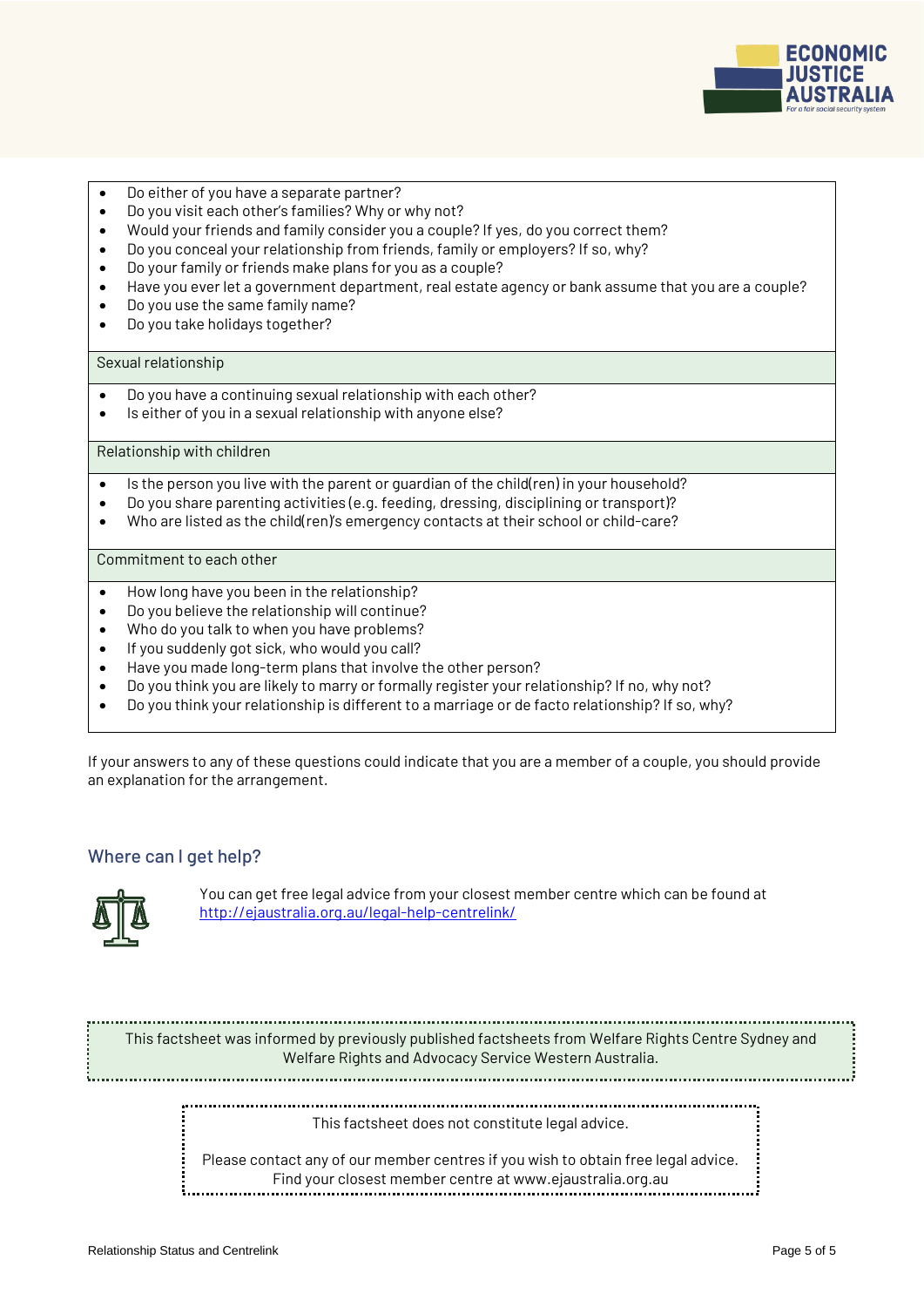- Do either of you have a separate partner?
- Do you visit each other's families? Why or why not?
- Would your friends and family consider you a couple? If yes, do you correct them?
- Do you conceal your relationship from friends, family or employers? If so, why?
- Do your family or friends make plans for you as a couple?
- Have you ever let a government department, real estate agency or bank assume that you are a couple?
- Do you use the same family name?
- Do you take holidays together?

Sexual relationship

- Do you have a continuing sexual relationship with each other?
- Is either of you in a sexual relationship with anyone else?

Relationship with children

- Is the person you live with the parent or guardian of the child(ren) in your household?
- Do you share parenting activities (e.g. feeding, dressing, disciplining or transport)?
- Who are listed as the child(ren)'s emergency contacts at their school or child-care?

Commitment to each other

- How long have you been in the relationship?
- Do you believe the relationship will continue?
- Who do you talk to when you have problems?
- If you suddenly got sick, who would you call?
- Have you made long-term plans that involve the other person?
- Do you think you are likely to marry or formally register your relationship? If no, why not?
- Do you think your relationship is different to a marriage or de facto relationship? If so, why?

If your answers to any of these questions could indicate that you are a member of a couple, you should provide an explanation for the arrangement.

## Where can I get help?

You can get free legal advice from your closest member centre which can be found at [http://ejaustralia.org.au/legal-help-centrelink/](http://ejaustralia.org.au/legal-help-centrelink/)

This factsheet was informed by previously published factsheets from Welfare Rights Centre Sydney and Welfare Rights and Advocacy Service Western Australia.

This factsheet does not constitute legal advice.

Please contact any of our member centres if you wish to obtain free legal advice. Find your closest member centre at www.ejaustralia.org.au